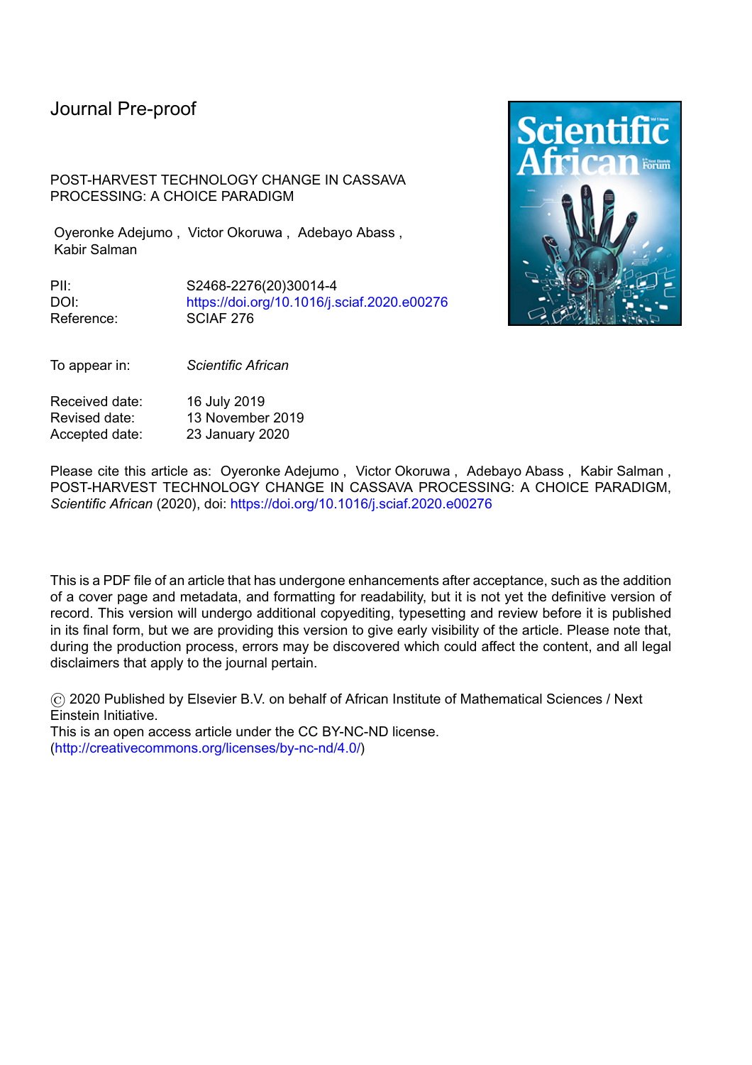Journal Pre-proof

POST-HARVEST TECHNOLOGY CHANGE IN CASSAVA PROCESSING: A CHOICE PARADIGM

Oyeronke Adejumo , Victor Okoruwa , Adebayo Abass , Kabir Salman

PII: S2468-2276(20)30014-4
DOI: https://doi.org/10.1016/j.sciaf.2020.e00276
Reference: SCIAF 276

To appear in: *Scientific African*

Received date: 16 July 2019
Revised date: 13 November 2019
Accepted date: 23 January 2020

Please cite this article as: Oyeronke Adejumo , Victor Okoruwa , Adebayo Abass , Kabir Salman , POST-HARVEST TECHNOLOGY CHANGE IN CASSAVA PROCESSING: A CHOICE PARADIGM, *Scientific African* (2020), doi: https://doi.org/10.1016/j.sciaf.2020.e00276

This is a PDF file of an article that has undergone enhancements after acceptance, such as the addition of a cover page and metadata, and formatting for readability, but it is not yet the definitive version of record. This version will undergo additional copyediting, typesetting and review before it is published in its final form, but we are providing this version to give early visibility of the article. Please note that, during the production process, errors may be discovered which could affect the content, and all legal disclaimers that apply to the journal pertain.

© 2020 Published by Elsevier B.V. on behalf of African Institute of Mathematical Sciences / Next Einstein Initiative.
This is an open access article under the CC BY-NC-ND license. (http://creativecommons.org/licenses/by-nc-nd/4.0/)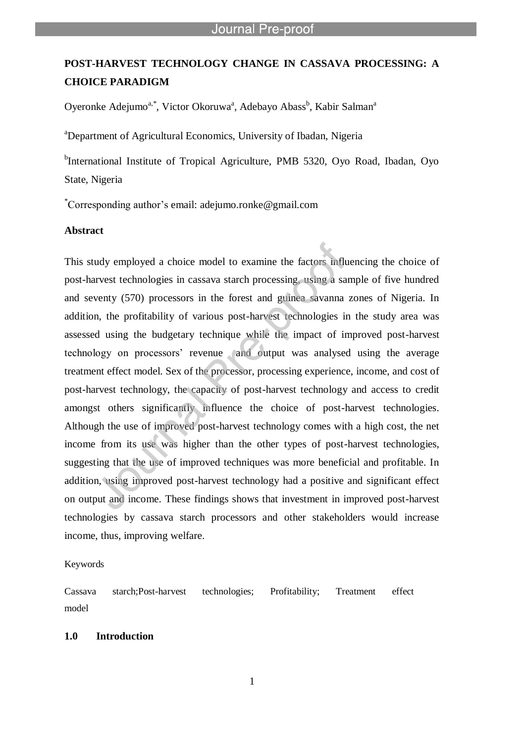# POST-HARVEST TECHNOLOGY CHANGE IN CASSAVA PROCESSING: A CHOICE PARADIGM

Oyeronke Adejumo[a,*], Victor Okoruwa[a], Adebayo Abass[b], Kabir Salman[a]

[a]Department of Agricultural Economics, University of Ibadan, Nigeria

[b]International Institute of Tropical Agriculture, PMB 5320, Oyo Road, Ibadan, Oyo State, Nigeria

[*]Corresponding author's email: adejumo.ronke@gmail.com

## Abstract

This study employed a choice model to examine the factors influencing the choice of post-harvest technologies in cassava starch processing, using a sample of five hundred and seventy (570) processors in the forest and guinea savanna zones of Nigeria. In addition, the profitability of various post-harvest technologies in the study area was assessed using the budgetary technique while the impact of improved post-harvest technology on processors' revenue and output was analysed using the average treatment effect model. Sex of the processor, processing experience, income, and cost of post-harvest technology, the capacity of post-harvest technology and access to credit amongst others significantly influence the choice of post-harvest technologies. Although the use of improved post-harvest technology comes with a high cost, the net income from its use was higher than the other types of post-harvest technologies, suggesting that the use of improved techniques was more beneficial and profitable. In addition, using improved post-harvest technology had a positive and significant effect on output and income. These findings shows that investment in improved post-harvest technologies by cassava starch processors and other stakeholders would increase income, thus, improving welfare.

Keywords

Cassava starch;Post-harvest technologies; Profitability; Treatment effect model

## 1.0 Introduction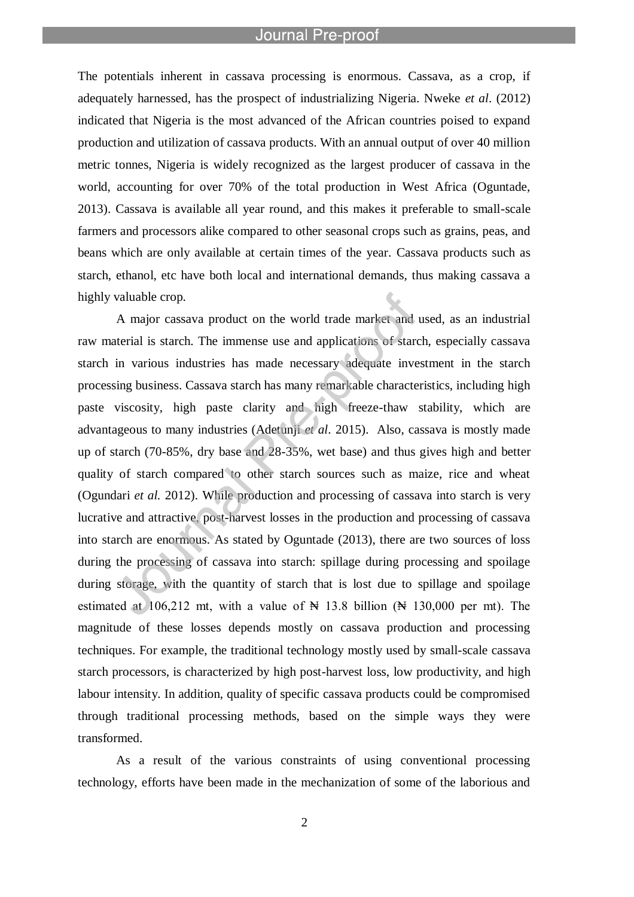The potentials inherent in cassava processing is enormous. Cassava, as a crop, if adequately harnessed, has the prospect of industrializing Nigeria. Nweke *et al*. (2012) indicated that Nigeria is the most advanced of the African countries poised to expand production and utilization of cassava products. With an annual output of over 40 million metric tonnes, Nigeria is widely recognized as the largest producer of cassava in the world, accounting for over 70% of the total production in West Africa (Oguntade, 2013). Cassava is available all year round, and this makes it preferable to small-scale farmers and processors alike compared to other seasonal crops such as grains, peas, and beans which are only available at certain times of the year. Cassava products such as starch, ethanol, etc have both local and international demands, thus making cassava a highly valuable crop.

A major cassava product on the world trade market and used, as an industrial raw material is starch. The immense use and applications of starch, especially cassava starch in various industries has made necessary adequate investment in the starch processing business. Cassava starch has many remarkable characteristics, including high paste viscosity, high paste clarity and high freeze-thaw stability, which are advantageous to many industries (Adetunji *et al*. 2015). Also, cassava is mostly made up of starch (70-85%, dry base and 28-35%, wet base) and thus gives high and better quality of starch compared to other starch sources such as maize, rice and wheat (Ogundari *et al.* 2012). While production and processing of cassava into starch is very lucrative and attractive, post-harvest losses in the production and processing of cassava into starch are enormous. As stated by Oguntade (2013), there are two sources of loss during the processing of cassava into starch: spillage during processing and spoilage during storage, with the quantity of starch that is lost due to spillage and spoilage estimated at 106,212 mt, with a value of ₦ 13.8 billion (₦ 130,000 per mt). The magnitude of these losses depends mostly on cassava production and processing techniques. For example, the traditional technology mostly used by small-scale cassava starch processors, is characterized by high post-harvest loss, low productivity, and high labour intensity. In addition, quality of specific cassava products could be compromised through traditional processing methods, based on the simple ways they were transformed.

As a result of the various constraints of using conventional processing technology, efforts have been made in the mechanization of some of the laborious and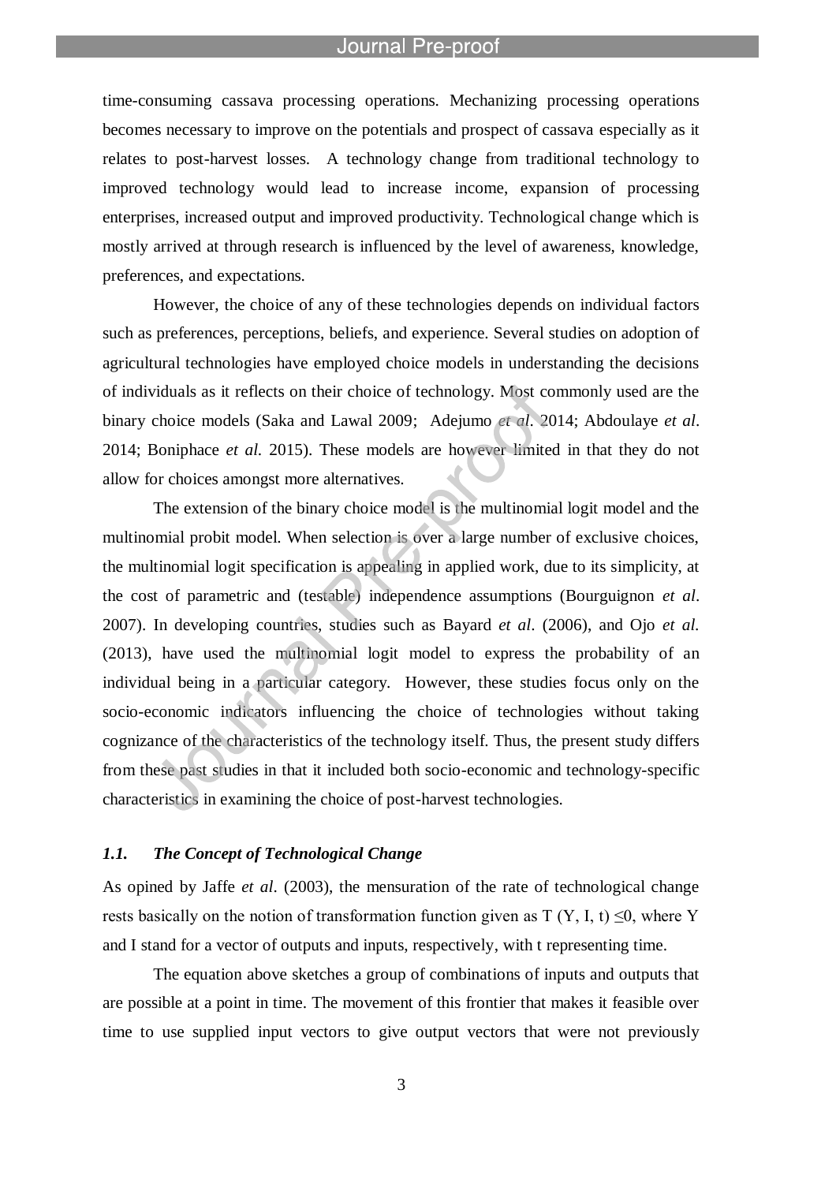time-consuming cassava processing operations. Mechanizing processing operations becomes necessary to improve on the potentials and prospect of cassava especially as it relates to post-harvest losses. A technology change from traditional technology to improved technology would lead to increase income, expansion of processing enterprises, increased output and improved productivity. Technological change which is mostly arrived at through research is influenced by the level of awareness, knowledge, preferences, and expectations.

However, the choice of any of these technologies depends on individual factors such as preferences, perceptions, beliefs, and experience. Several studies on adoption of agricultural technologies have employed choice models in understanding the decisions of individuals as it reflects on their choice of technology. Most commonly used are the binary choice models (Saka and Lawal 2009; Adejumo *et al*. 2014; Abdoulaye *et al*. 2014; Boniphace *et al.* 2015). These models are however limited in that they do not allow for choices amongst more alternatives.

The extension of the binary choice model is the multinomial logit model and the multinomial probit model. When selection is over a large number of exclusive choices, the multinomial logit specification is appealing in applied work, due to its simplicity, at the cost of parametric and (testable) independence assumptions (Bourguignon *et al*. 2007). In developing countries, studies such as Bayard *et al*. (2006), and Ojo *et al.* (2013), have used the multinomial logit model to express the probability of an individual being in a particular category. However, these studies focus only on the socio-economic indicators influencing the choice of technologies without taking cognizance of the characteristics of the technology itself. Thus, the present study differs from these past studies in that it included both socio-economic and technology-specific characteristics in examining the choice of post-harvest technologies.

### *1.1. The Concept of Technological Change*

As opined by Jaffe *et al*. (2003), the mensuration of the rate of technological change rests basically on the notion of transformation function given as $T(Y, I, t) \leq 0$, where Y and I stand for a vector of outputs and inputs, respectively, with t representing time.

The equation above sketches a group of combinations of inputs and outputs that are possible at a point in time. The movement of this frontier that makes it feasible over time to use supplied input vectors to give output vectors that were not previously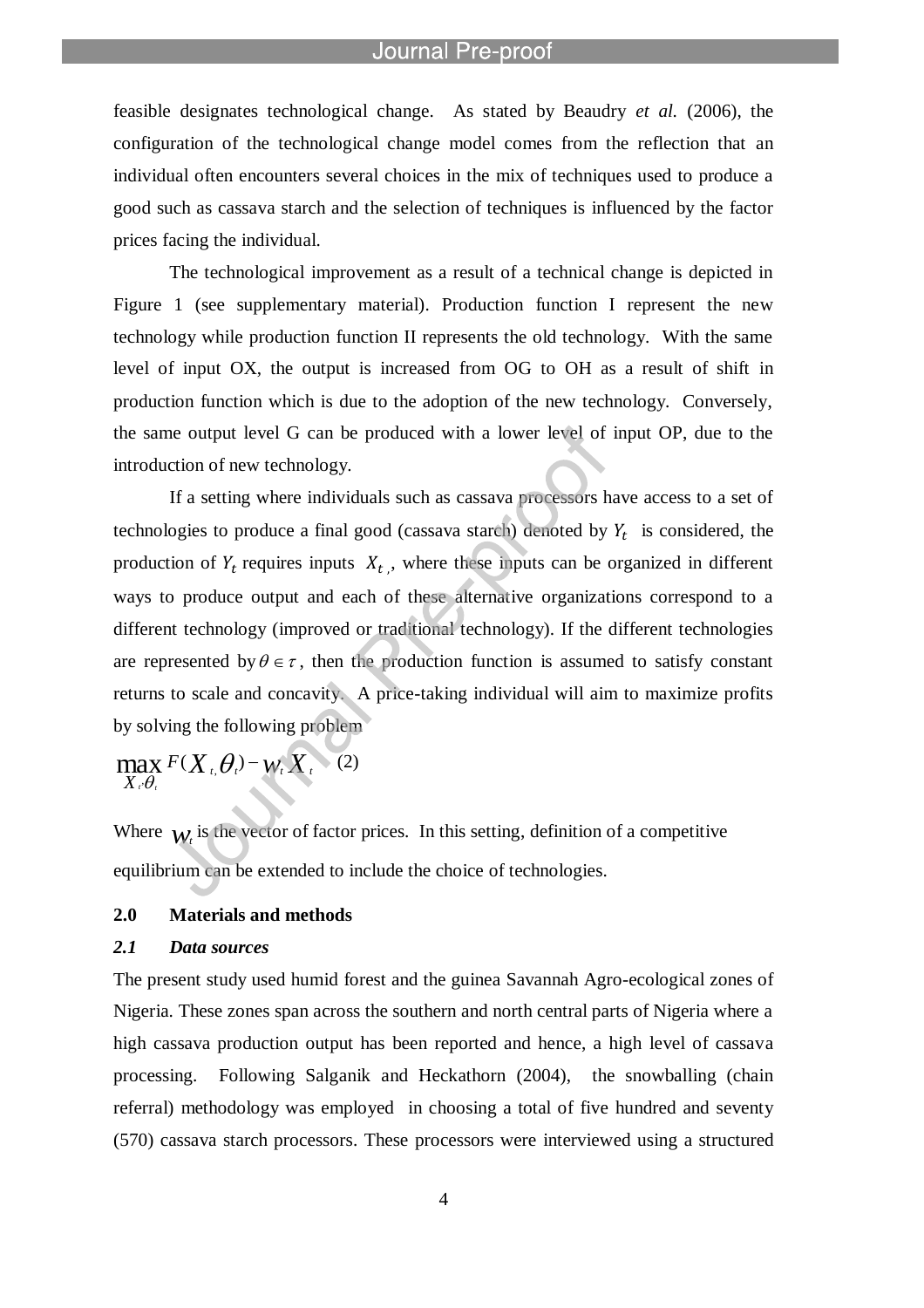feasible designates technological change. As stated by Beaudry *et al.* (2006), the configuration of the technological change model comes from the reflection that an individual often encounters several choices in the mix of techniques used to produce a good such as cassava starch and the selection of techniques is influenced by the factor prices facing the individual.

The technological improvement as a result of a technical change is depicted in Figure 1 (see supplementary material). Production function I represent the new technology while production function II represents the old technology. With the same level of input OX, the output is increased from OG to OH as a result of shift in production function which is due to the adoption of the new technology. Conversely, the same output level G can be produced with a lower level of input OP, due to the introduction of new technology.

If a setting where individuals such as cassava processors have access to a set of technologies to produce a final good (cassava starch) denoted by $Y_t$ is considered, the production of $Y_t$ requires inputs $X_t$, where these inputs can be organized in different ways to produce output and each of these alternative organizations correspond to a different technology (improved or traditional technology). If the different technologies are represented by $\theta \in \tau$, then the production function is assumed to satisfy constant returns to scale and concavity. A price-taking individual will aim to maximize profits by solving the following problem

$$\max_{X_t, \theta_t} F(X_t, \theta_t) - w_t X_t \quad (2)$$

Where $w_t$ is the vector of factor prices. In this setting, definition of a competitive equilibrium can be extended to include the choice of technologies.

## 2.0 Materials and methods

### *2.1 Data sources*

The present study used humid forest and the guinea Savannah Agro-ecological zones of Nigeria. These zones span across the southern and north central parts of Nigeria where a high cassava production output has been reported and hence, a high level of cassava processing. Following Salganik and Heckathorn (2004), the snowballing (chain referral) methodology was employed in choosing a total of five hundred and seventy (570) cassava starch processors. These processors were interviewed using a structured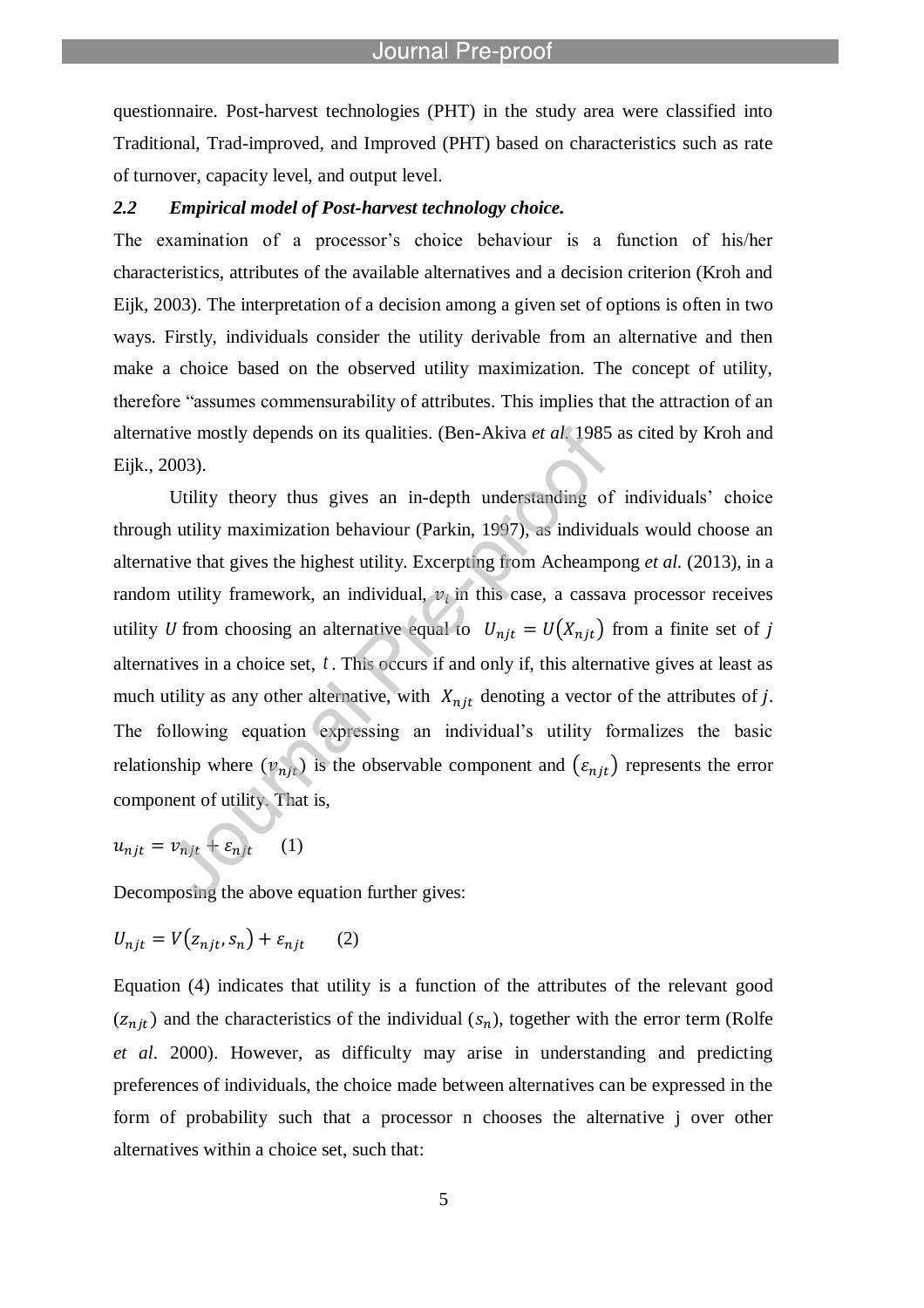questionnaire. Post-harvest technologies (PHT) in the study area were classified into Traditional, Trad-improved, and Improved (PHT) based on characteristics such as rate of turnover, capacity level, and output level.

### *2.2 Empirical model of Post-harvest technology choice.*

The examination of a processor's choice behaviour is a function of his/her characteristics, attributes of the available alternatives and a decision criterion (Kroh and Eijk, 2003). The interpretation of a decision among a given set of options is often in two ways. Firstly, individuals consider the utility derivable from an alternative and then make a choice based on the observed utility maximization. The concept of utility, therefore "assumes commensurability of attributes. This implies that the attraction of an alternative mostly depends on its qualities. (Ben-Akiva *et al.* 1985 as cited by Kroh and Eijk., 2003).

Utility theory thus gives an in-depth understanding of individuals' choice through utility maximization behaviour (Parkin, 1997), as individuals would choose an alternative that gives the highest utility. Excerpting from Acheampong *et al.* (2013), in a random utility framework, an individual, $v_i$ in this case, a cassava processor receives utility $U$ from choosing an alternative equal to $U_{njt} = U(X_{njt})$ from a finite set of $j$ alternatives in a choice set, $t$. This occurs if and only if, this alternative gives at least as much utility as any other alternative, with $X_{njt}$ denoting a vector of the attributes of $j$. The following equation expressing an individual's utility formalizes the basic relationship where ($v_{njt}$) is the observable component and $(\varepsilon_{njt})$ represents the error component of utility. That is,

$$u_{njt} = v_{njt} + \varepsilon_{njt} \quad (1)$$

Decomposing the above equation further gives:

$$U_{njt} = V(z_{njt}, s_n) + \varepsilon_{njt} \quad (2)$$

Equation (4) indicates that utility is a function of the attributes of the relevant good ($z_{njt}$) and the characteristics of the individual ($s_n$), together with the error term (Rolfe *et al*. 2000). However, as difficulty may arise in understanding and predicting preferences of individuals, the choice made between alternatives can be expressed in the form of probability such that a processor n chooses the alternative j over other alternatives within a choice set, such that: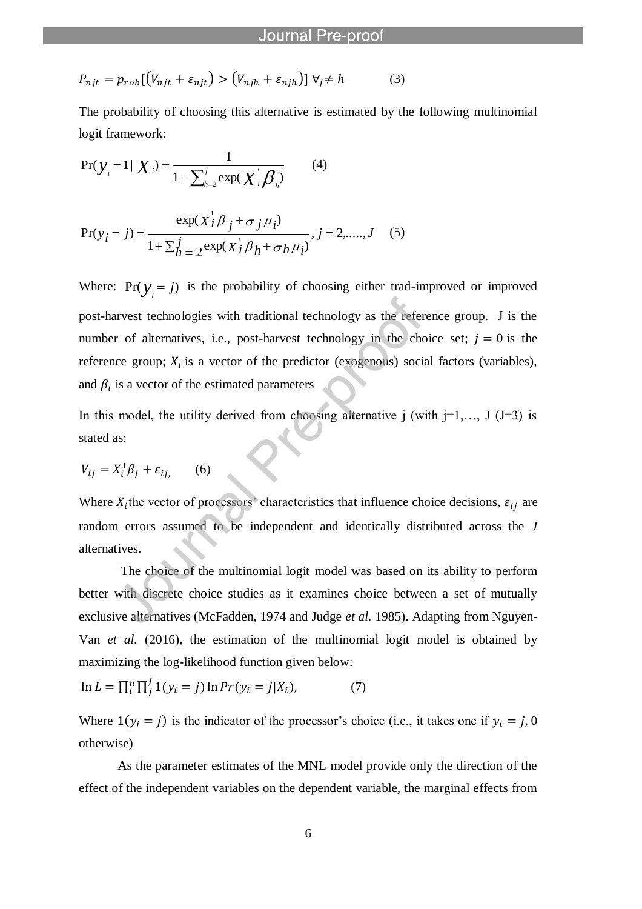$$P_{njt} = p_{rob}[(V_{njt} + \varepsilon_{njt}) > (V_{njh} + \varepsilon_{njh})] \; \forall_{j} \neq h \qquad (3)$$

The probability of choosing this alternative is estimated by the following multinomial logit framework:

$$\Pr(y_i = 1 | X_i) = \frac{1}{1 + \sum_{h=2}^{j} \exp(X_i^{'} \beta_h)} \qquad (4)$$

$$\Pr(y_i = j) = \frac{\exp(X_i^{'} \beta_j + \sigma_j \mu_i)}{1 + \sum_{h=2}^{j} \exp(X_i^{'} \beta_h + \sigma_h \mu_i)}, \; j = 2,\ldots, J \qquad (5)$$

Where: $\Pr(y_i = j)$ is the probability of choosing either trad-improved or improved post-harvest technologies with traditional technology as the reference group. J is the number of alternatives, i.e., post-harvest technology in the choice set; $j = 0$ is the reference group; $X_i$ is a vector of the predictor (exogenous) social factors (variables), and $\beta_i$ is a vector of the estimated parameters

In this model, the utility derived from choosing alternative j (with j=1,…, J (J=3) is stated as:

$$V_{ij} = X_i^1 \beta_j + \varepsilon_{ij}, \qquad (6)$$

Where $X_i$the vector of processors' characteristics that influence choice decisions, $\varepsilon_{ij}$ are random errors assumed to be independent and identically distributed across the *J* alternatives.

The choice of the multinomial logit model was based on its ability to perform better with discrete choice studies as it examines choice between a set of mutually exclusive alternatives (McFadden, 1974 and Judge *et al.* 1985). Adapting from Nguyen-Van *et al.* (2016), the estimation of the multinomial logit model is obtained by maximizing the log-likelihood function given below:

$$\ln L = \prod_{i}^{n} \prod_{j}^{J} 1(y_i = j) \ln Pr(y_i = j | X_i), \qquad (7)$$

Where $1(y_i = j)$ is the indicator of the processor's choice (i.e., it takes one if $y_i = j$, 0 otherwise)

As the parameter estimates of the MNL model provide only the direction of the effect of the independent variables on the dependent variable, the marginal effects from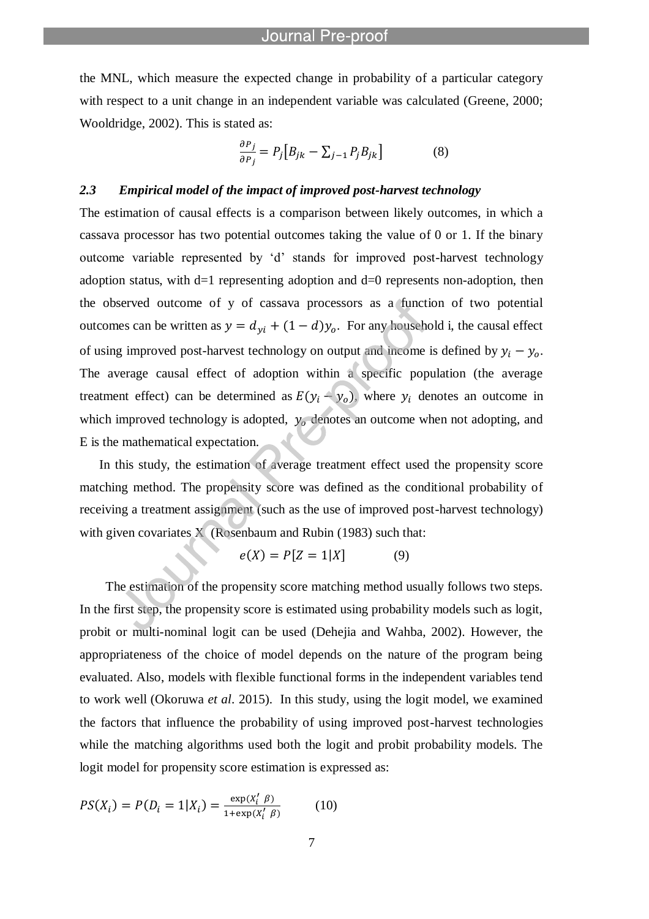the MNL, which measure the expected change in probability of a particular category with respect to a unit change in an independent variable was calculated (Greene, 2000; Wooldridge, 2002). This is stated as:

$$\frac{\partial P_j}{\partial P_j} = P_j\left[B_{jk} - \sum_{j-1} P_j B_{jk}\right] \qquad (8)$$

### *2.3 Empirical model of the impact of improved post-harvest technology*

The estimation of causal effects is a comparison between likely outcomes, in which a cassava processor has two potential outcomes taking the value of 0 or 1. If the binary outcome variable represented by 'd' stands for improved post-harvest technology adoption status, with d=1 representing adoption and d=0 represents non-adoption, then the observed outcome of y of cassava processors as a function of two potential outcomes can be written as $y = d_{yi} + (1-d)y_o$. For any household i, the causal effect of using improved post-harvest technology on output and income is defined by $y_i - y_o$. The average causal effect of adoption within a specific population (the average treatment effect) can be determined as $E(y_i - y_o)$, where $y_i$ denotes an outcome in which improved technology is adopted, $y_o$ denotes an outcome when not adopting, and E is the mathematical expectation.

In this study, the estimation of average treatment effect used the propensity score matching method. The propensity score was defined as the conditional probability of receiving a treatment assignment (such as the use of improved post-harvest technology) with given covariates X (Rosenbaum and Rubin (1983) such that:

$$e(X) = P[Z = 1|X] \qquad (9)$$

The estimation of the propensity score matching method usually follows two steps. In the first step, the propensity score is estimated using probability models such as logit, probit or multi-nominal logit can be used (Dehejia and Wahba, 2002). However, the appropriateness of the choice of model depends on the nature of the program being evaluated. Also, models with flexible functional forms in the independent variables tend to work well (Okoruwa *et al*. 2015). In this study, using the logit model, we examined the factors that influence the probability of using improved post-harvest technologies while the matching algorithms used both the logit and probit probability models. The logit model for propensity score estimation is expressed as:

$$PS(X_i) = P(D_i = 1|X_i) = \frac{\exp(X_i' \beta)}{1+\exp(X_i' \beta)} \qquad (10)$$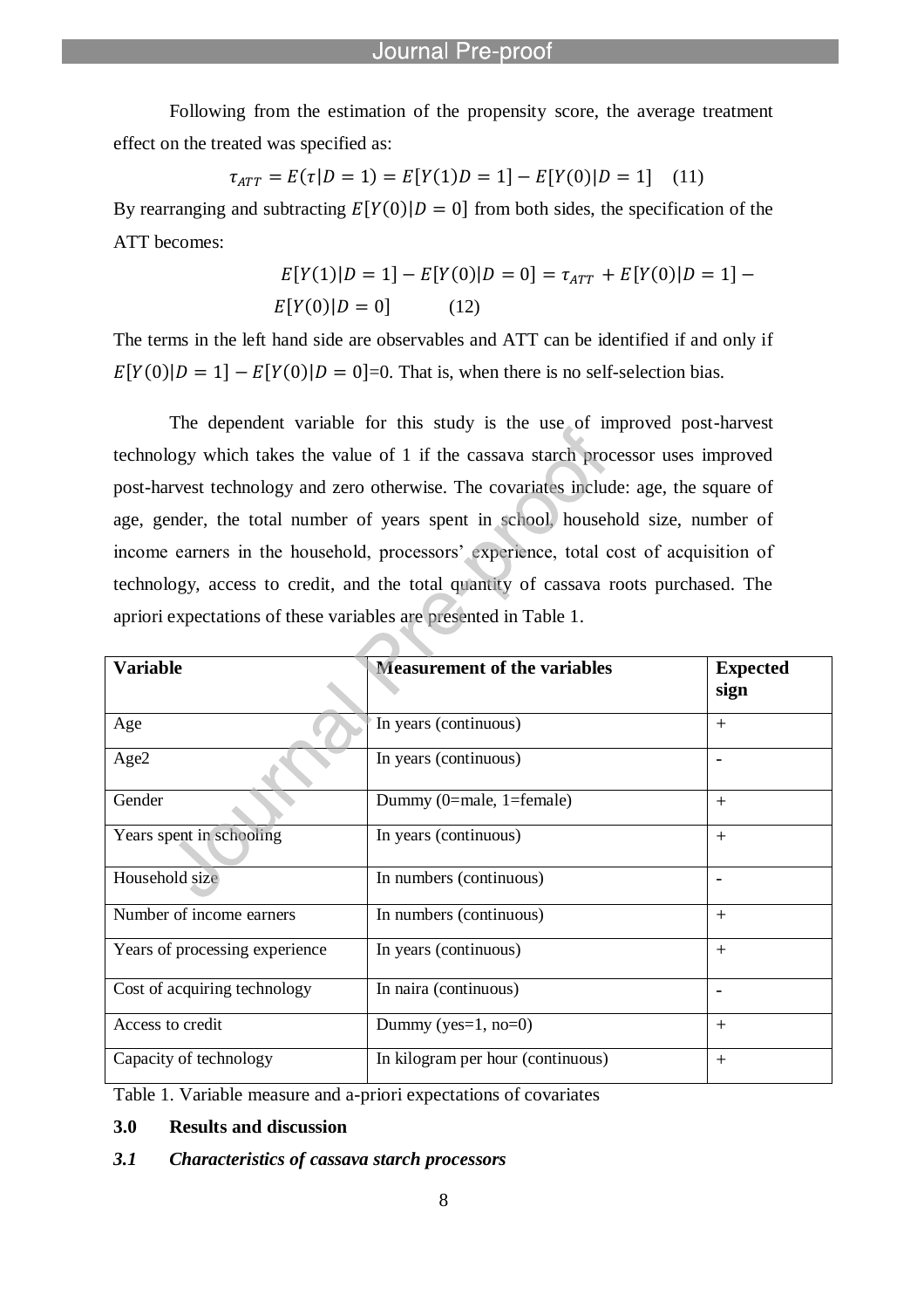Following from the estimation of the propensity score, the average treatment effect on the treated was specified as:

$$\tau_{ATT} = E(\tau|D = 1) = E[Y(1)D = 1] - E[Y(0)|D = 1] \quad (11)$$

By rearranging and subtracting $E[Y(0)|D = 0]$ from both sides, the specification of the ATT becomes:

$$E[Y(1)|D = 1] - E[Y(0)|D = 0] = \tau_{ATT} + E[Y(0)|D = 1] - E[Y(0)|D = 0] \quad (12)$$

The terms in the left hand side are observables and ATT can be identified if and only if $E[Y(0)|D = 1] - E[Y(0)|D = 0]$=0. That is, when there is no self-selection bias.

The dependent variable for this study is the use of improved post-harvest technology which takes the value of 1 if the cassava starch processor uses improved post-harvest technology and zero otherwise. The covariates include: age, the square of age, gender, the total number of years spent in school, household size, number of income earners in the household, processors' experience, total cost of acquisition of technology, access to credit, and the total quantity of cassava roots purchased. The apriori expectations of these variables are presented in Table 1.

| Variable | Measurement of the variables | Expected sign |
|---|---|---|
| Age | In years (continuous) | + |
| Age2 | In years (continuous) | - |
| Gender | Dummy (0=male, 1=female) | + |
| Years spent in schooling | In years (continuous) | + |
| Household size | In numbers (continuous) | - |
| Number of income earners | In numbers (continuous) | + |
| Years of processing experience | In years (continuous) | + |
| Cost of acquiring technology | In naira (continuous) | - |
| Access to credit | Dummy (yes=1, no=0) | + |
| Capacity of technology | In kilogram per hour (continuous) | + |

Table 1. Variable measure and a-priori expectations of covariates

## 3.0 Results and discussion

### *3.1 Characteristics of cassava starch processors*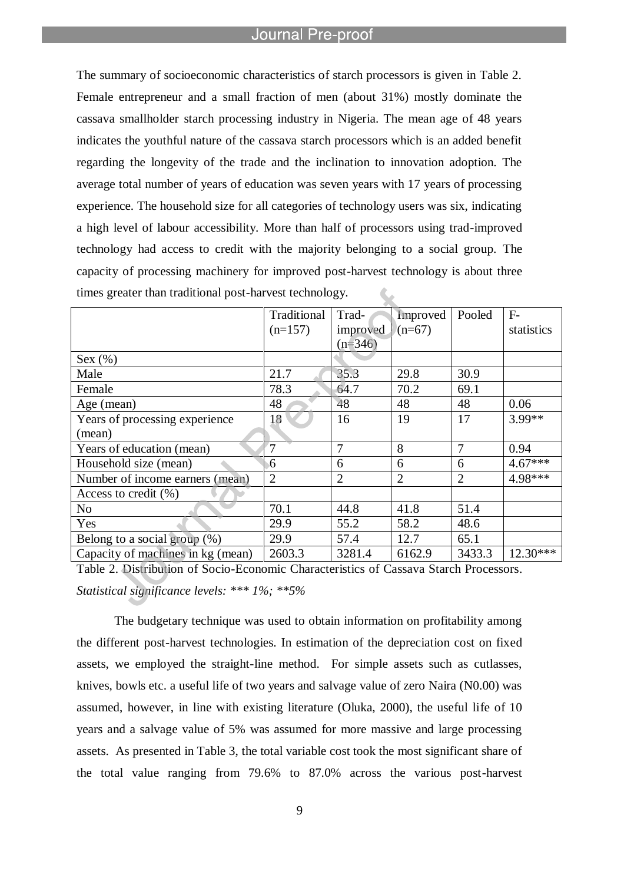The summary of socioeconomic characteristics of starch processors is given in Table 2. Female entrepreneur and a small fraction of men (about 31%) mostly dominate the cassava smallholder starch processing industry in Nigeria. The mean age of 48 years indicates the youthful nature of the cassava starch processors which is an added benefit regarding the longevity of the trade and the inclination to innovation adoption. The average total number of years of education was seven years with 17 years of processing experience. The household size for all categories of technology users was six, indicating a high level of labour accessibility. More than half of processors using trad-improved technology had access to credit with the majority belonging to a social group. The capacity of processing machinery for improved post-harvest technology is about three times greater than traditional post-harvest technology.

| | Traditional (n=157) | Trad-improved (n=346) | Improved (n=67) | Pooled | F-statistics |
|---|---|---|---|---|---|
| Sex (%) | | | | | |
| Male | 21.7 | 35.3 | 29.8 | 30.9 | |
| Female | 78.3 | 64.7 | 70.2 | 69.1 | |
| Age (mean) | 48 | 48 | 48 | 48 | 0.06 |
| Years of processing experience (mean) | 18 | 16 | 19 | 17 | 3.99** |
| Years of education (mean) | 7 | 7 | 8 | 7 | 0.94 |
| Household size (mean) | 6 | 6 | 6 | 6 | 4.67*** |
| Number of income earners (mean) | 2 | 2 | 2 | 2 | 4.98*** |
| Access to credit (%) | | | | | |
| No | 70.1 | 44.8 | 41.8 | 51.4 | |
| Yes | 29.9 | 55.2 | 58.2 | 48.6 | |
| Belong to a social group (%) | 29.9 | 57.4 | 12.7 | 65.1 | |
| Capacity of machines in kg (mean) | 2603.3 | 3281.4 | 6162.9 | 3433.3 | 12.30*** |

Table 2. Distribution of Socio-Economic Characteristics of Cassava Starch Processors.

*Statistical significance levels: *** 1%; **5%*

The budgetary technique was used to obtain information on profitability among the different post-harvest technologies. In estimation of the depreciation cost on fixed assets, we employed the straight-line method. For simple assets such as cutlasses, knives, bowls etc. a useful life of two years and salvage value of zero Naira (N0.00) was assumed, however, in line with existing literature (Oluka, 2000), the useful life of 10 years and a salvage value of 5% was assumed for more massive and large processing assets. As presented in Table 3, the total variable cost took the most significant share of the total value ranging from 79.6% to 87.0% across the various post-harvest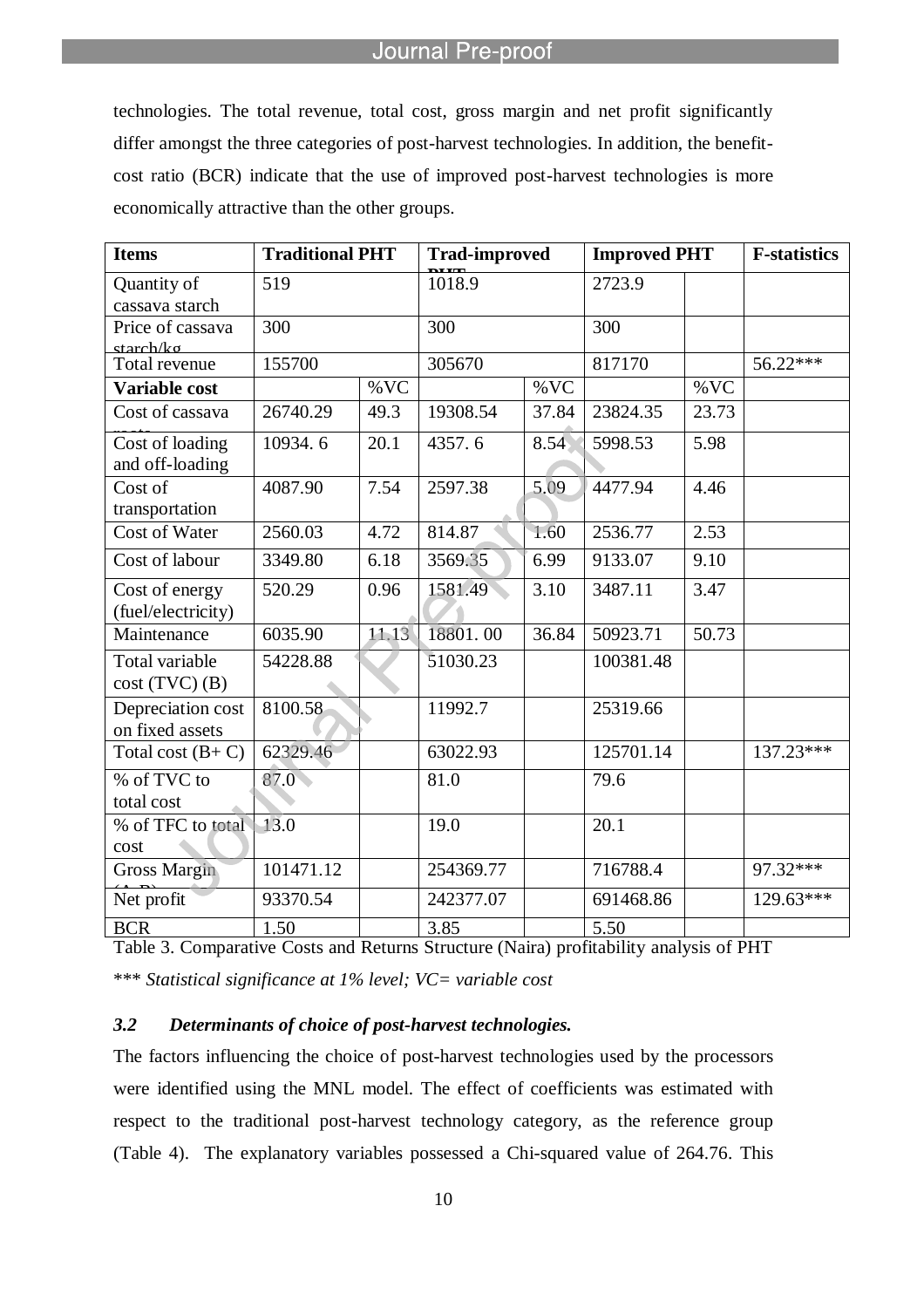technologies. The total revenue, total cost, gross margin and net profit significantly differ amongst the three categories of post-harvest technologies. In addition, the benefit-cost ratio (BCR) indicate that the use of improved post-harvest technologies is more economically attractive than the other groups.

| Items | Traditional PHT | | Trad-improved PHT | | Improved PHT | | F-statistics |
|---|---|---|---|---|---|---|---|
| Quantity of cassava starch | 519 | | 1018.9 | | 2723.9 | | |
| Price of cassava starch/kg | 300 | | 300 | | 300 | | |
| Total revenue | 155700 | | 305670 | | 817170 | | 56.22*** |
| **Variable cost** | | %VC | | %VC | | %VC | |
| Cost of cassava roots | 26740.29 | 49.3 | 19308.54 | 37.84 | 23824.35 | 23.73 | |
| Cost of loading and off-loading | 10934. 6 | 20.1 | 4357. 6 | 8.54 | 5998.53 | 5.98 | |
| Cost of transportation | 4087.90 | 7.54 | 2597.38 | 5.09 | 4477.94 | 4.46 | |
| Cost of Water | 2560.03 | 4.72 | 814.87 | 1.60 | 2536.77 | 2.53 | |
| Cost of labour | 3349.80 | 6.18 | 3569.35 | 6.99 | 9133.07 | 9.10 | |
| Cost of energy (fuel/electricity) | 520.29 | 0.96 | 1581.49 | 3.10 | 3487.11 | 3.47 | |
| Maintenance | 6035.90 | 11.13 | 18801. 00 | 36.84 | 50923.71 | 50.73 | |
| Total variable cost (TVC) (B) | 54228.88 | | 51030.23 | | 100381.48 | | |
| Depreciation cost on fixed assets | 8100.58 | | 11992.7 | | 25319.66 | | |
| Total cost (B+ C) | 62329.46 | | 63022.93 | | 125701.14 | | 137.23*** |
| % of TVC to total cost | 87.0 | | 81.0 | | 79.6 | | |
| % of TFC to total cost | 13.0 | | 19.0 | | 20.1 | | |
| Gross Margin (A-B) | 101471.12 | | 254369.77 | | 716788.4 | | 97.32*** |
| Net profit | 93370.54 | | 242377.07 | | 691468.86 | | 129.63*** |
| BCR | 1.50 | | 3.85 | | 5.50 | | |

Table 3. Comparative Costs and Returns Structure (Naira) profitability analysis of PHT

*** *Statistical significance at 1% level; VC= variable cost*

### *3.2 Determinants of choice of post-harvest technologies.*

The factors influencing the choice of post-harvest technologies used by the processors were identified using the MNL model. The effect of coefficients was estimated with respect to the traditional post-harvest technology category, as the reference group (Table 4). The explanatory variables possessed a Chi-squared value of 264.76. This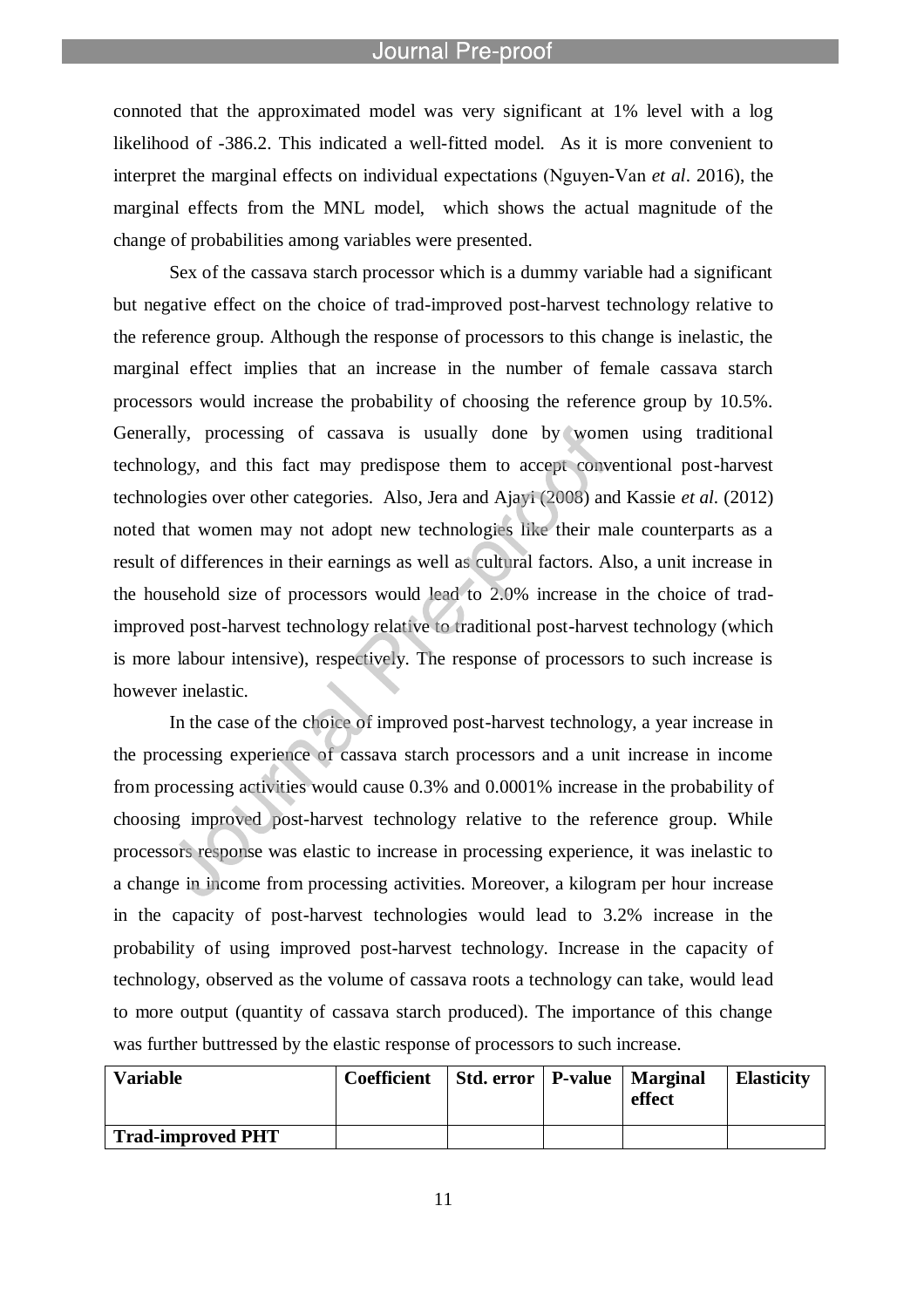connoted that the approximated model was very significant at 1% level with a log likelihood of -386.2. This indicated a well-fitted model. As it is more convenient to interpret the marginal effects on individual expectations (Nguyen-Van *et al*. 2016), the marginal effects from the MNL model, which shows the actual magnitude of the change of probabilities among variables were presented.

Sex of the cassava starch processor which is a dummy variable had a significant but negative effect on the choice of trad-improved post-harvest technology relative to the reference group. Although the response of processors to this change is inelastic, the marginal effect implies that an increase in the number of female cassava starch processors would increase the probability of choosing the reference group by 10.5%. Generally, processing of cassava is usually done by women using traditional technology, and this fact may predispose them to accept conventional post-harvest technologies over other categories. Also, Jera and Ajayi (2008) and Kassie *et al*. (2012) noted that women may not adopt new technologies like their male counterparts as a result of differences in their earnings as well as cultural factors. Also, a unit increase in the household size of processors would lead to 2.0% increase in the choice of trad-improved post-harvest technology relative to traditional post-harvest technology (which is more labour intensive), respectively. The response of processors to such increase is however inelastic.

In the case of the choice of improved post-harvest technology, a year increase in the processing experience of cassava starch processors and a unit increase in income from processing activities would cause 0.3% and 0.0001% increase in the probability of choosing improved post-harvest technology relative to the reference group. While processors response was elastic to increase in processing experience, it was inelastic to a change in income from processing activities. Moreover, a kilogram per hour increase in the capacity of post-harvest technologies would lead to 3.2% increase in the probability of using improved post-harvest technology. Increase in the capacity of technology, observed as the volume of cassava roots a technology can take, would lead to more output (quantity of cassava starch produced). The importance of this change was further buttressed by the elastic response of processors to such increase.

| Variable | Coefficient | Std. error | P-value | Marginal effect | Elasticity |
|---|---|---|---|---|---|
| **Trad-improved PHT** | | | | | |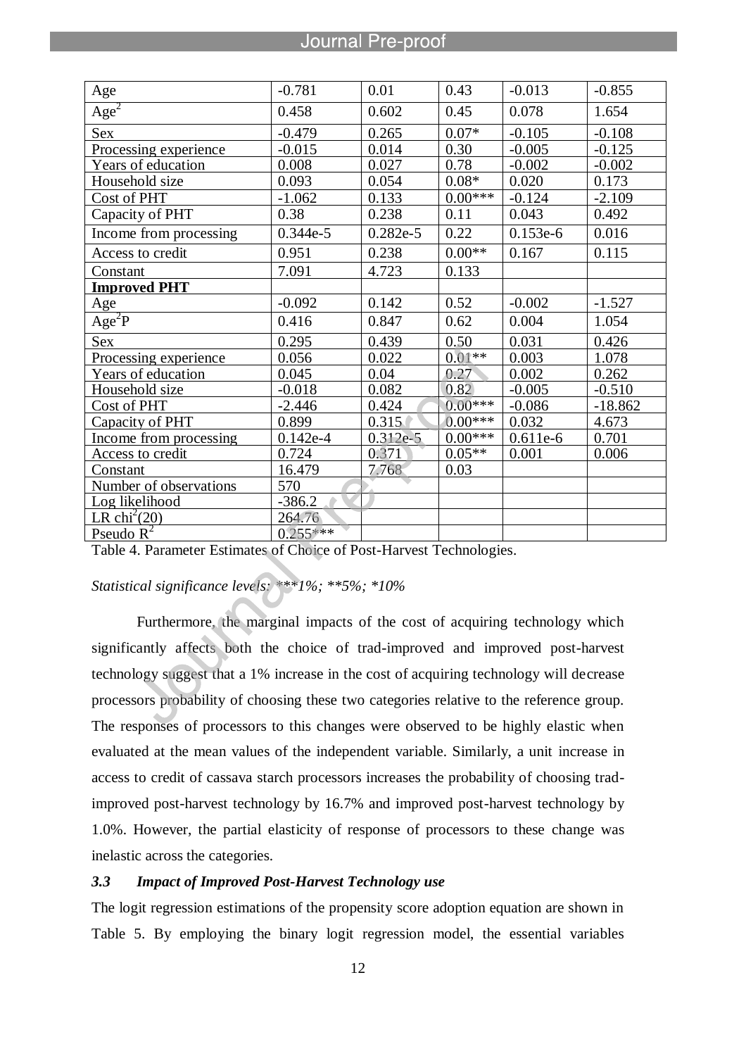| | | | | | |
|---|---|---|---|---|---|
| Age | -0.781 | 0.01 | 0.43 | -0.013 | -0.855 |
| $Age^2$ | 0.458 | 0.602 | 0.45 | 0.078 | 1.654 |
| Sex | -0.479 | 0.265 | 0.07* | -0.105 | -0.108 |
| Processing experience | -0.015 | 0.014 | 0.30 | -0.005 | -0.125 |
| Years of education | 0.008 | 0.027 | 0.78 | -0.002 | -0.002 |
| Household size | 0.093 | 0.054 | 0.08* | 0.020 | 0.173 |
| Cost of PHT | -1.062 | 0.133 | 0.00*** | -0.124 | -2.109 |
| Capacity of PHT | 0.38 | 0.238 | 0.11 | 0.043 | 0.492 |
| Income from processing | 0.344e-5 | 0.282e-5 | 0.22 | 0.153e-6 | 0.016 |
| Access to credit | 0.951 | 0.238 | 0.00** | 0.167 | 0.115 |
| Constant | 7.091 | 4.723 | 0.133 | | |
| **Improved PHT** | | | | | |
| Age | -0.092 | 0.142 | 0.52 | -0.002 | -1.527 |
| $Age^2P$ | 0.416 | 0.847 | 0.62 | 0.004 | 1.054 |
| Sex | 0.295 | 0.439 | 0.50 | 0.031 | 0.426 |
| Processing experience | 0.056 | 0.022 | 0.01** | 0.003 | 1.078 |
| Years of education | 0.045 | 0.04 | 0.27 | 0.002 | 0.262 |
| Household size | -0.018 | 0.082 | 0.82 | -0.005 | -0.510 |
| Cost of PHT | -2.446 | 0.424 | 0.00*** | -0.086 | -18.862 |
| Capacity of PHT | 0.899 | 0.315 | 0.00*** | 0.032 | 4.673 |
| Income from processing | 0.142e-4 | 0.312e-5 | 0.00*** | 0.611e-6 | 0.701 |
| Access to credit | 0.724 | 0.371 | 0.05** | 0.001 | 0.006 |
| Constant | 16.479 | 7.768 | 0.03 | | |
| Number of observations | 570 | | | | |
| Log likelihood | -386.2 | | | | |
| LR $chi^2(20)$ | 264.76 | | | | |
| Pseudo $R^2$ | 0.255*** | | | | |

Table 4. Parameter Estimates of Choice of Post-Harvest Technologies.

*Statistical significance levels: ***1%; **5%; *10%*

Furthermore, the marginal impacts of the cost of acquiring technology which significantly affects both the choice of trad-improved and improved post-harvest technology suggest that a 1% increase in the cost of acquiring technology will decrease processors probability of choosing these two categories relative to the reference group. The responses of processors to this changes were observed to be highly elastic when evaluated at the mean values of the independent variable. Similarly, a unit increase in access to credit of cassava starch processors increases the probability of choosing trad-improved post-harvest technology by 16.7% and improved post-harvest technology by 1.0%. However, the partial elasticity of response of processors to these change was inelastic across the categories.

### *3.3 Impact of Improved Post-Harvest Technology use*

The logit regression estimations of the propensity score adoption equation are shown in Table 5. By employing the binary logit regression model, the essential variables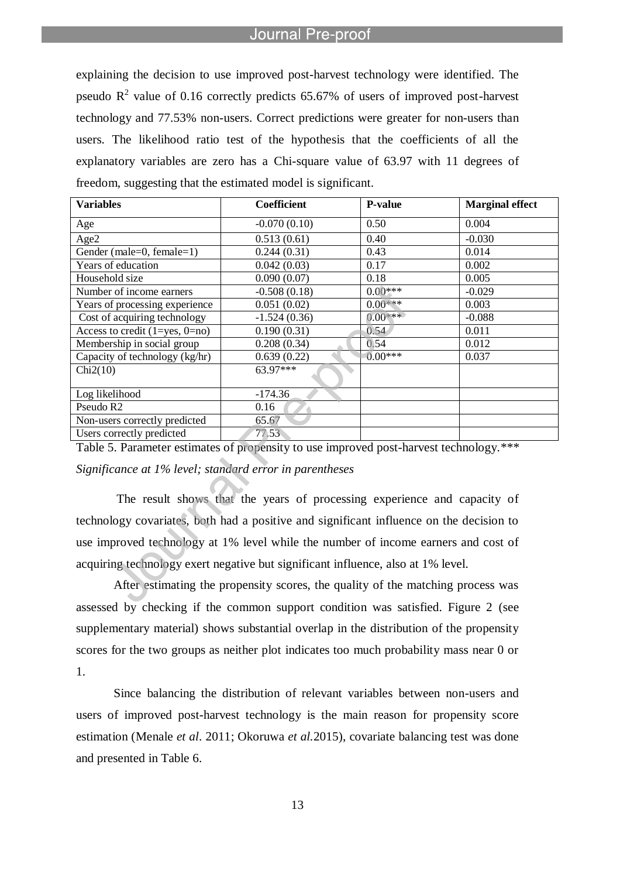explaining the decision to use improved post-harvest technology were identified. The pseudo $R^2$ value of 0.16 correctly predicts 65.67% of users of improved post-harvest technology and 77.53% non-users. Correct predictions were greater for non-users than users. The likelihood ratio test of the hypothesis that the coefficients of all the explanatory variables are zero has a Chi-square value of 63.97 with 11 degrees of freedom, suggesting that the estimated model is significant.

| Variables | Coefficient | P-value | Marginal effect |
|---|---|---|---|
| Age | -0.070 (0.10) | 0.50 | 0.004 |
| Age2 | 0.513 (0.61) | 0.40 | -0.030 |
| Gender (male=0, female=1) | 0.244 (0.31) | 0.43 | 0.014 |
| Years of education | 0.042 (0.03) | 0.17 | 0.002 |
| Household size | 0.090 (0.07) | 0.18 | 0.005 |
| Number of income earners | -0.508 (0.18) | 0.00*** | -0.029 |
| Years of processing experience | 0.051 (0.02) | 0.00*** | 0.003 |
| Cost of acquiring technology | -1.524 (0.36) | 0.00*** | -0.088 |
| Access to credit (1=yes, 0=no) | 0.190 (0.31) | 0.54 | 0.011 |
| Membership in social group | 0.208 (0.34) | 0.54 | 0.012 |
| Capacity of technology (kg/hr) | 0.639 (0.22) | 0.00*** | 0.037 |
| Chi2(10) | 63.97*** | | |
| Log likelihood | -174.36 | | |
| Pseudo R2 | 0.16 | | |
| Non-users correctly predicted | 65.67 | | |
| Users correctly predicted | 77.53 | | |

Table 5. Parameter estimates of propensity to use improved post-harvest technology.*** *Significance at 1% level; standard error in parentheses*

The result shows that the years of processing experience and capacity of technology covariates, both had a positive and significant influence on the decision to use improved technology at 1% level while the number of income earners and cost of acquiring technology exert negative but significant influence, also at 1% level.

After estimating the propensity scores, the quality of the matching process was assessed by checking if the common support condition was satisfied. Figure 2 (see supplementary material) shows substantial overlap in the distribution of the propensity scores for the two groups as neither plot indicates too much probability mass near 0 or 1.

Since balancing the distribution of relevant variables between non-users and users of improved post-harvest technology is the main reason for propensity score estimation (Menale *et al*. 2011; Okoruwa *et al.*2015), covariate balancing test was done and presented in Table 6.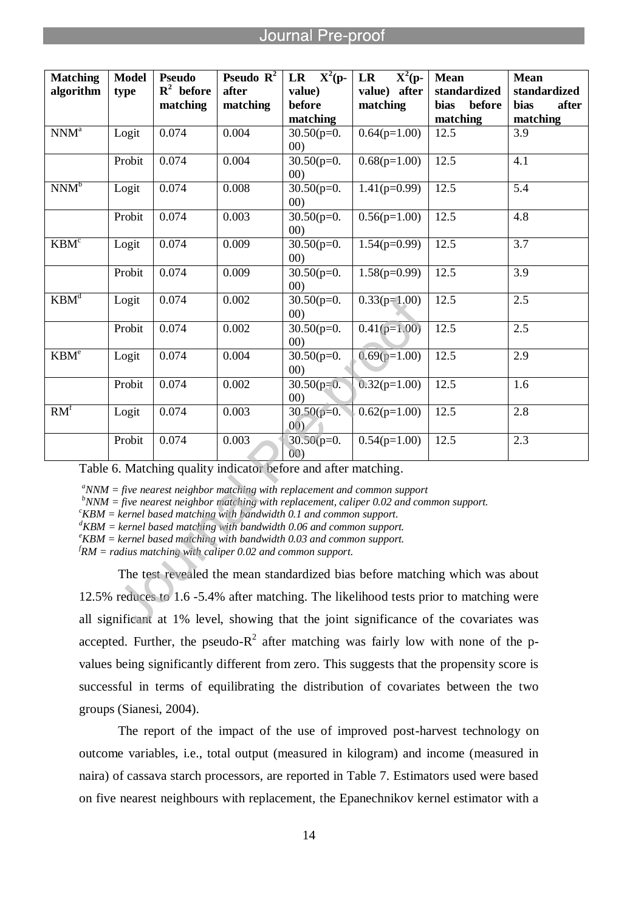| Matching algorithm | Model type | Pseudo $R^2$ before matching | Pseudo $R^2$ after matching | LR $X^2$(p-value) before matching | LR $X^2$(p-value) after matching | Mean standardized bias before matching | Mean standardized bias after matching |
|---|---|---|---|---|---|---|---|
| NNM[a] | Logit | 0.074 | 0.004 | 30.50(p=0.00) | 0.64(p=1.00) | 12.5 | 3.9 |
| | Probit | 0.074 | 0.004 | 30.50(p=0.00) | 0.68(p=1.00) | 12.5 | 4.1 |
| NNM[b] | Logit | 0.074 | 0.008 | 30.50(p=0.00) | 1.41(p=0.99) | 12.5 | 5.4 |
| | Probit | 0.074 | 0.003 | 30.50(p=0.00) | 0.56(p=1.00) | 12.5 | 4.8 |
| KBM[c] | Logit | 0.074 | 0.009 | 30.50(p=0.00) | 1.54(p=0.99) | 12.5 | 3.7 |
| | Probit | 0.074 | 0.009 | 30.50(p=0.00) | 1.58(p=0.99) | 12.5 | 3.9 |
| KBM[d] | Logit | 0.074 | 0.002 | 30.50(p=0.00) | 0.33(p=1.00) | 12.5 | 2.5 |
| | Probit | 0.074 | 0.002 | 30.50(p=0.00) | 0.41(p=1.00) | 12.5 | 2.5 |
| KBM[e] | Logit | 0.074 | 0.004 | 30.50(p=0.00) | 0.69(p=1.00) | 12.5 | 2.9 |
| | Probit | 0.074 | 0.002 | 30.50(p=0.00) | 0.32(p=1.00) | 12.5 | 1.6 |
| RM[f] | Logit | 0.074 | 0.003 | 30.50(p=0.00) | 0.62(p=1.00) | 12.5 | 2.8 |
| | Probit | 0.074 | 0.003 | 30.50(p=0.00) | 0.54(p=1.00) | 12.5 | 2.3 |

Table 6. Matching quality indicator before and after matching.

*[a]NNM = five nearest neighbor matching with replacement and common support*
*[b]NNM = five nearest neighbor matching with replacement, caliper 0.02 and common support.*
*[c]KBM = kernel based matching with bandwidth 0.1 and common support.*
*[d]KBM = kernel based matching with bandwidth 0.06 and common support.*
*[e]KBM = kernel based matching with bandwidth 0.03 and common support.*
*[f]RM = radius matching with caliper 0.02 and common support.*

The test revealed the mean standardized bias before matching which was about 12.5% reduces to 1.6 -5.4% after matching. The likelihood tests prior to matching were all significant at 1% level, showing that the joint significance of the covariates was accepted. Further, the pseudo-$R^2$ after matching was fairly low with none of the p-values being significantly different from zero. This suggests that the propensity score is successful in terms of equilibrating the distribution of covariates between the two groups (Sianesi, 2004).

The report of the impact of the use of improved post-harvest technology on outcome variables, i.e., total output (measured in kilogram) and income (measured in naira) of cassava starch processors, are reported in Table 7. Estimators used were based on five nearest neighbours with replacement, the Epanechnikov kernel estimator with a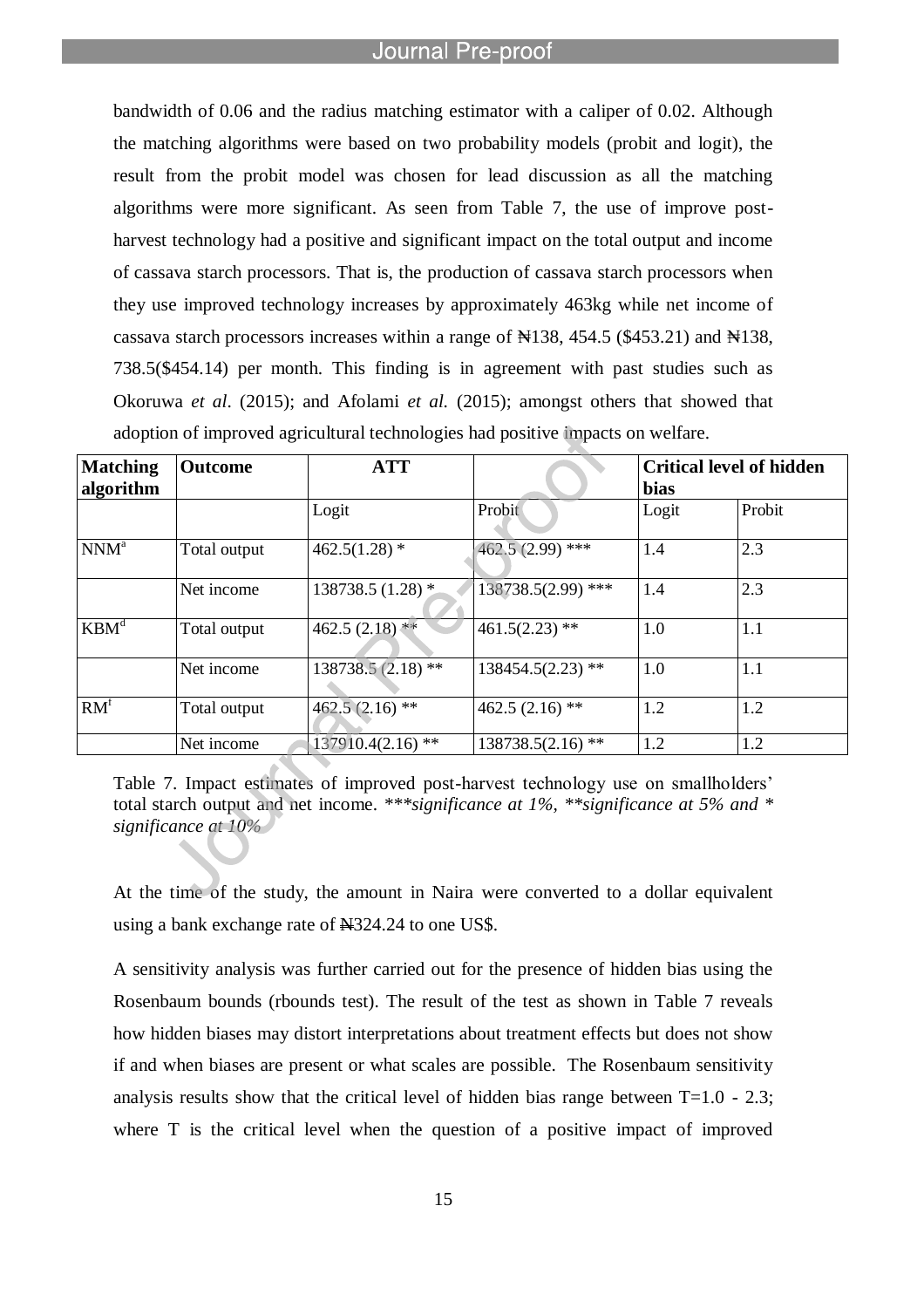bandwidth of 0.06 and the radius matching estimator with a caliper of 0.02. Although the matching algorithms were based on two probability models (probit and logit), the result from the probit model was chosen for lead discussion as all the matching algorithms were more significant. As seen from Table 7, the use of improve post-harvest technology had a positive and significant impact on the total output and income of cassava starch processors. That is, the production of cassava starch processors when they use improved technology increases by approximately 463kg while net income of cassava starch processors increases within a range of ₦138, 454.5 ($453.21) and ₦138, 738.5($454.14) per month. This finding is in agreement with past studies such as Okoruwa *et al*. (2015); and Afolami *et al.* (2015); amongst others that showed that adoption of improved agricultural technologies had positive impacts on welfare.

| Matching algorithm | Outcome | ATT | | Critical level of hidden bias | |
|---|---|---|---|---|---|
| | | Logit | Probit | Logit | Probit |
| NNM[a] | Total output | 462.5(1.28) * | 462.5 (2.99) *** | 1.4 | 2.3 |
| | Net income | 138738.5 (1.28) * | 138738.5(2.99) *** | 1.4 | 2.3 |
| KBM[d] | Total output | 462.5 (2.18) ** | 461.5(2.23) ** | 1.0 | 1.1 |
| | Net income | 138738.5 (2.18) ** | 138454.5(2.23) ** | 1.0 | 1.1 |
| RM[f] | Total output | 462.5 (2.16) ** | 462.5 (2.16) ** | 1.2 | 1.2 |
| | Net income | 137910.4(2.16) ** | 138738.5(2.16) ** | 1.2 | 1.2 |

Table 7. Impact estimates of improved post-harvest technology use on smallholders' total starch output and net income. *\*\*\*significance at 1%, \*\*significance at 5% and \* significance at 10%*

At the time of the study, the amount in Naira were converted to a dollar equivalent using a bank exchange rate of ₦324.24 to one US$.

A sensitivity analysis was further carried out for the presence of hidden bias using the Rosenbaum bounds (rbounds test). The result of the test as shown in Table 7 reveals how hidden biases may distort interpretations about treatment effects but does not show if and when biases are present or what scales are possible. The Rosenbaum sensitivity analysis results show that the critical level of hidden bias range between T=1.0 - 2.3; where T is the critical level when the question of a positive impact of improved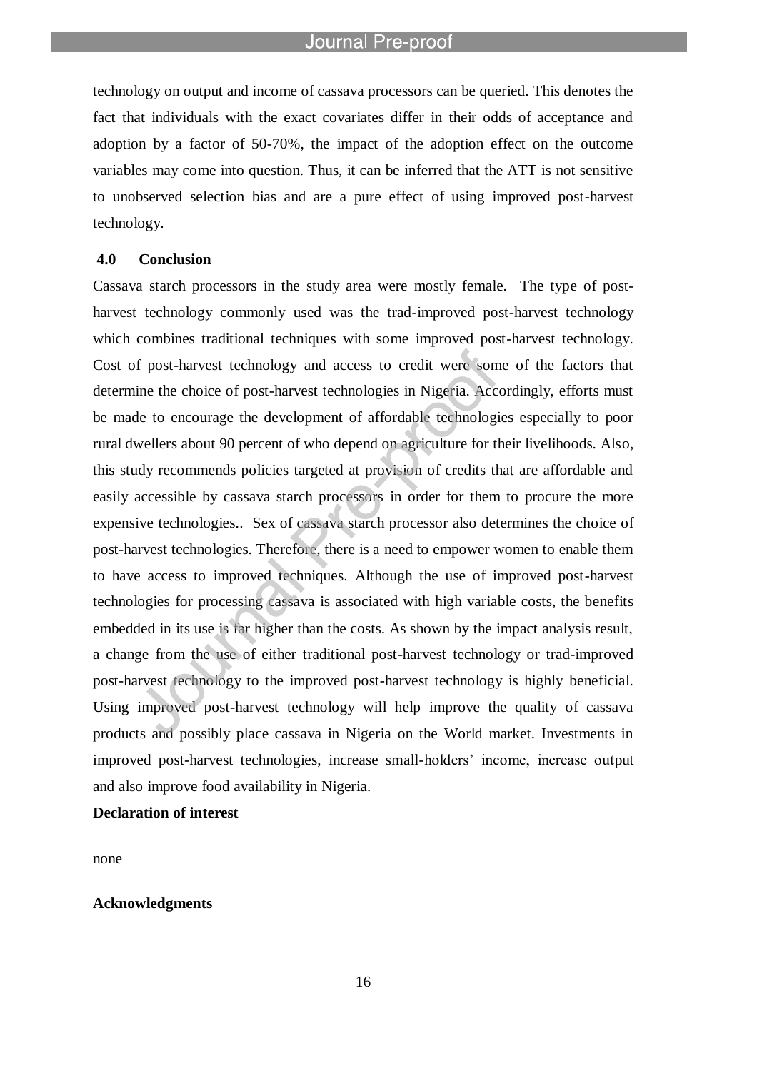technology on output and income of cassava processors can be queried. This denotes the fact that individuals with the exact covariates differ in their odds of acceptance and adoption by a factor of 50-70%, the impact of the adoption effect on the outcome variables may come into question. Thus, it can be inferred that the ATT is not sensitive to unobserved selection bias and are a pure effect of using improved post-harvest technology.

## 4.0 Conclusion

Cassava starch processors in the study area were mostly female. The type of post-harvest technology commonly used was the trad-improved post-harvest technology which combines traditional techniques with some improved post-harvest technology. Cost of post-harvest technology and access to credit were some of the factors that determine the choice of post-harvest technologies in Nigeria. Accordingly, efforts must be made to encourage the development of affordable technologies especially to poor rural dwellers about 90 percent of who depend on agriculture for their livelihoods. Also, this study recommends policies targeted at provision of credits that are affordable and easily accessible by cassava starch processors in order for them to procure the more expensive technologies.. Sex of cassava starch processor also determines the choice of post-harvest technologies. Therefore, there is a need to empower women to enable them to have access to improved techniques. Although the use of improved post-harvest technologies for processing cassava is associated with high variable costs, the benefits embedded in its use is far higher than the costs. As shown by the impact analysis result, a change from the use of either traditional post-harvest technology or trad-improved post-harvest technology to the improved post-harvest technology is highly beneficial. Using improved post-harvest technology will help improve the quality of cassava products and possibly place cassava in Nigeria on the World market. Investments in improved post-harvest technologies, increase small-holders' income, increase output and also improve food availability in Nigeria.

**Declaration of interest**

none

**Acknowledgments**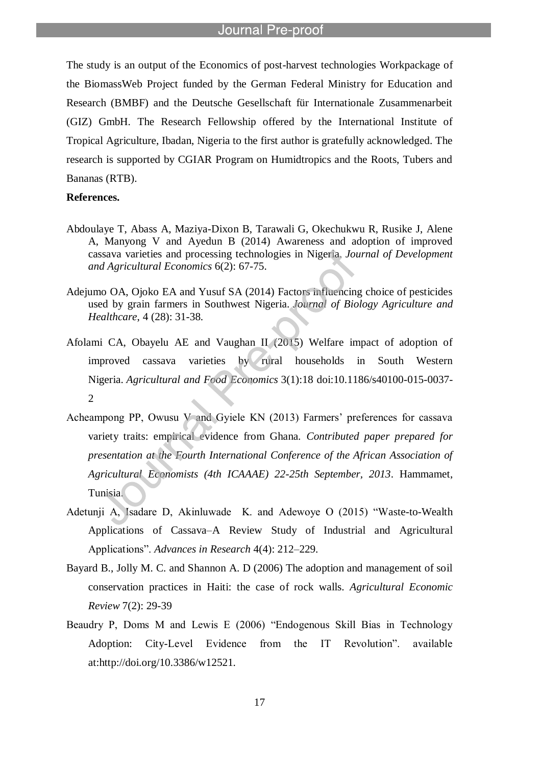The study is an output of the Economics of post-harvest technologies Workpackage of the BiomassWeb Project funded by the German Federal Ministry for Education and Research (BMBF) and the Deutsche Gesellschaft für Internationale Zusammenarbeit (GIZ) GmbH. The Research Fellowship offered by the International Institute of Tropical Agriculture, Ibadan, Nigeria to the first author is gratefully acknowledged. The research is supported by CGIAR Program on Humidtropics and the Roots, Tubers and Bananas (RTB).

**References.**

Abdoulaye T, Abass A, Maziya-Dixon B, Tarawali G, Okechukwu R, Rusike J, Alene A, Manyong V and Ayedun B (2014) Awareness and adoption of improved cassava varieties and processing technologies in Nigeria. *Journal of Development and Agricultural Economics* 6(2): 67-75.

Adejumo OA, Ojoko EA and Yusuf SA (2014) Factors influencing choice of pesticides used by grain farmers in Southwest Nigeria. *Journal of Biology Agriculture and Healthcare*, 4 (28): 31-38.

Afolami CA, Obayelu AE and Vaughan II (2015) Welfare impact of adoption of improved cassava varieties by rural households in South Western Nigeria. *Agricultural and Food Economics* 3(1):18 doi:10.1186/s40100-015-0037-2

Acheampong PP, Owusu V and Gyiele KN (2013) Farmers' preferences for cassava variety traits: empirical evidence from Ghana. *Contributed paper prepared for presentation at the Fourth International Conference of the African Association of Agricultural Economists (4th ICAAAE) 22-25th September, 2013*. Hammamet, Tunisia.

Adetunji A, Isadare D, Akinluwade K. and Adewoye O (2015) "Waste-to-Wealth Applications of Cassava–A Review Study of Industrial and Agricultural Applications". *Advances in Research* 4(4): 212–229.

Bayard B., Jolly M. C. and Shannon A. D (2006) The adoption and management of soil conservation practices in Haiti: the case of rock walls. *Agricultural Economic Review* 7(2): 29-39

Beaudry P, Doms M and Lewis E (2006) "Endogenous Skill Bias in Technology Adoption: City-Level Evidence from the IT Revolution". available at:http://doi.org/10.3386/w12521.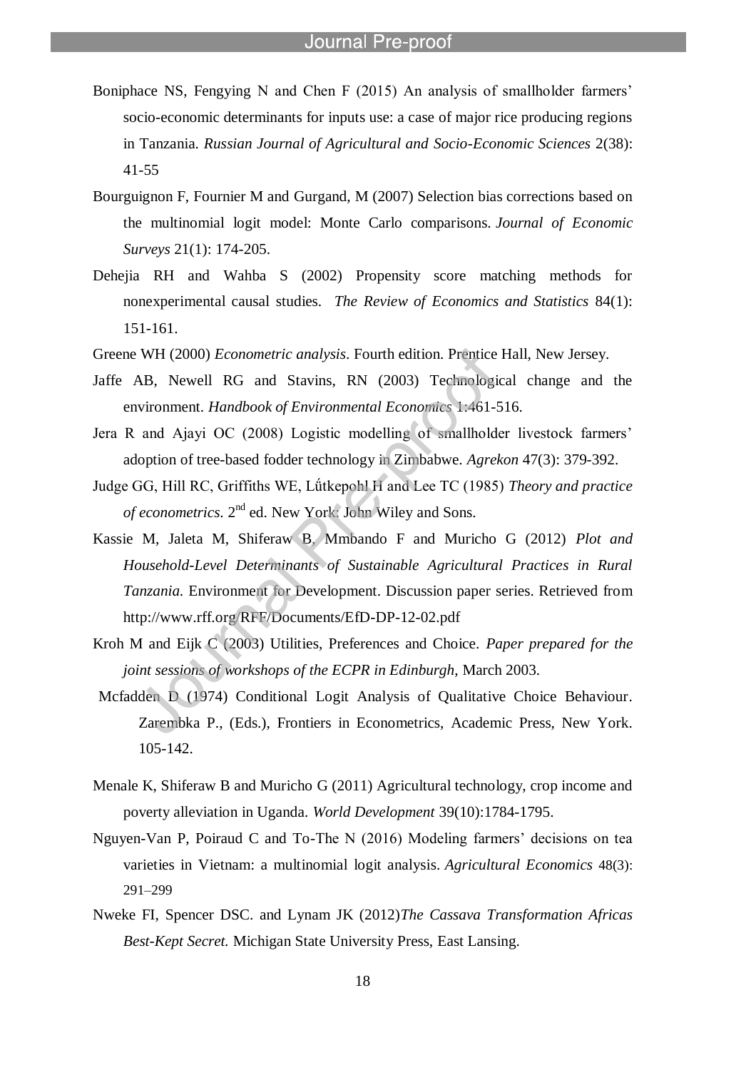Boniphace NS, Fengying N and Chen F (2015) An analysis of smallholder farmers' socio-economic determinants for inputs use: a case of major rice producing regions in Tanzania. *Russian Journal of Agricultural and Socio-Economic Sciences* 2(38): 41-55

Bourguignon F, Fournier M and Gurgand, M (2007) Selection bias corrections based on the multinomial logit model: Monte Carlo comparisons. *Journal of Economic Surveys* 21(1): 174-205.

Dehejia RH and Wahba S (2002) Propensity score matching methods for nonexperimental causal studies. *The Review of Economics and Statistics* 84(1): 151-161.

Greene WH (2000) *Econometric analysis*. Fourth edition. Prentice Hall, New Jersey.

Jaffe AB, Newell RG and Stavins, RN (2003) Technological change and the environment. *Handbook of Environmental Economics* 1:461-516.

Jera R and Ajayi OC (2008) Logistic modelling of smallholder livestock farmers' adoption of tree-based fodder technology in Zimbabwe. *Agrekon* 47(3): 379-392.

Judge GG, Hill RC, Griffiths WE, Lűtkepohl H and Lee TC (1985) *Theory and practice of econometrics*. 2nd ed. New York: John Wiley and Sons.

Kassie M, Jaleta M, Shiferaw B, Mmbando F and Muricho G (2012) *Plot and Household-Level Determinants of Sustainable Agricultural Practices in Rural Tanzania.* Environment for Development. Discussion paper series. Retrieved from http://www.rff.org/RFF/Documents/EfD-DP-12-02.pdf

Kroh M and Eijk C (2003) Utilities, Preferences and Choice. *Paper prepared for the joint sessions of workshops of the ECPR in Edinburgh*, March 2003.

Mcfadden D (1974) Conditional Logit Analysis of Qualitative Choice Behaviour. Zarembka P., (Eds.), Frontiers in Econometrics, Academic Press, New York. 105-142.

Menale K, Shiferaw B and Muricho G (2011) Agricultural technology, crop income and poverty alleviation in Uganda. *World Development* 39(10):1784-1795.

Nguyen-Van P, Poiraud C and To-The N (2016) Modeling farmers' decisions on tea varieties in Vietnam: a multinomial logit analysis. *Agricultural Economics* 48(3): 291–299

Nweke FI, Spencer DSC. and Lynam JK (2012)*The Cassava Transformation Africas Best-Kept Secret.* Michigan State University Press, East Lansing.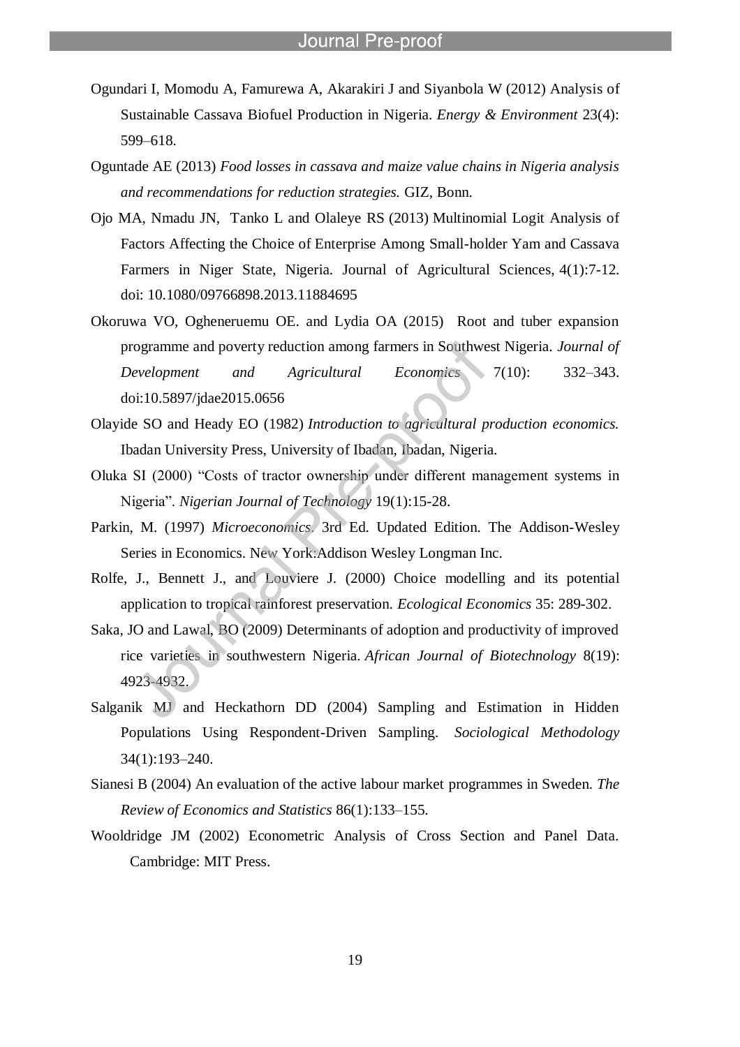Ogundari I, Momodu A, Famurewa A, Akarakiri J and Siyanbola W (2012) Analysis of Sustainable Cassava Biofuel Production in Nigeria. *Energy & Environment* 23(4): 599–618.

Oguntade AE (2013) *Food losses in cassava and maize value chains in Nigeria analysis and recommendations for reduction strategies.* GIZ, Bonn.

Ojo MA, Nmadu JN, Tanko L and Olaleye RS (2013) Multinomial Logit Analysis of Factors Affecting the Choice of Enterprise Among Small-holder Yam and Cassava Farmers in Niger State, Nigeria. Journal of Agricultural Sciences, 4(1):7-12. doi: 10.1080/09766898.2013.11884695

Okoruwa VO, Ogheneruemu OE. and Lydia OA (2015) Root and tuber expansion programme and poverty reduction among farmers in Southwest Nigeria. *Journal of Development and Agricultural Economics* 7(10): 332–343. doi:10.5897/jdae2015.0656

Olayide SO and Heady EO (1982) *Introduction to agricultural production economics.* Ibadan University Press, University of Ibadan, Ibadan, Nigeria.

Oluka SI (2000) "Costs of tractor ownership under different management systems in Nigeria". *Nigerian Journal of Technology* 19(1):15-28.

Parkin, M. (1997) *Microeconomics.* 3rd Ed. Updated Edition. The Addison-Wesley Series in Economics. New York:Addison Wesley Longman Inc.

Rolfe, J., Bennett J., and Louviere J. (2000) Choice modelling and its potential application to tropical rainforest preservation. *Ecological Economics* 35: 289-302.

Saka, JO and Lawal, BO (2009) Determinants of adoption and productivity of improved rice varieties in southwestern Nigeria. *African Journal of Biotechnology* 8(19): 4923-4932.

Salganik MJ and Heckathorn DD (2004) Sampling and Estimation in Hidden Populations Using Respondent-Driven Sampling. *Sociological Methodology* 34(1):193–240.

Sianesi B (2004) An evaluation of the active labour market programmes in Sweden. *The Review of Economics and Statistics* 86(1):133–155.

Wooldridge JM (2002) Econometric Analysis of Cross Section and Panel Data. Cambridge: MIT Press.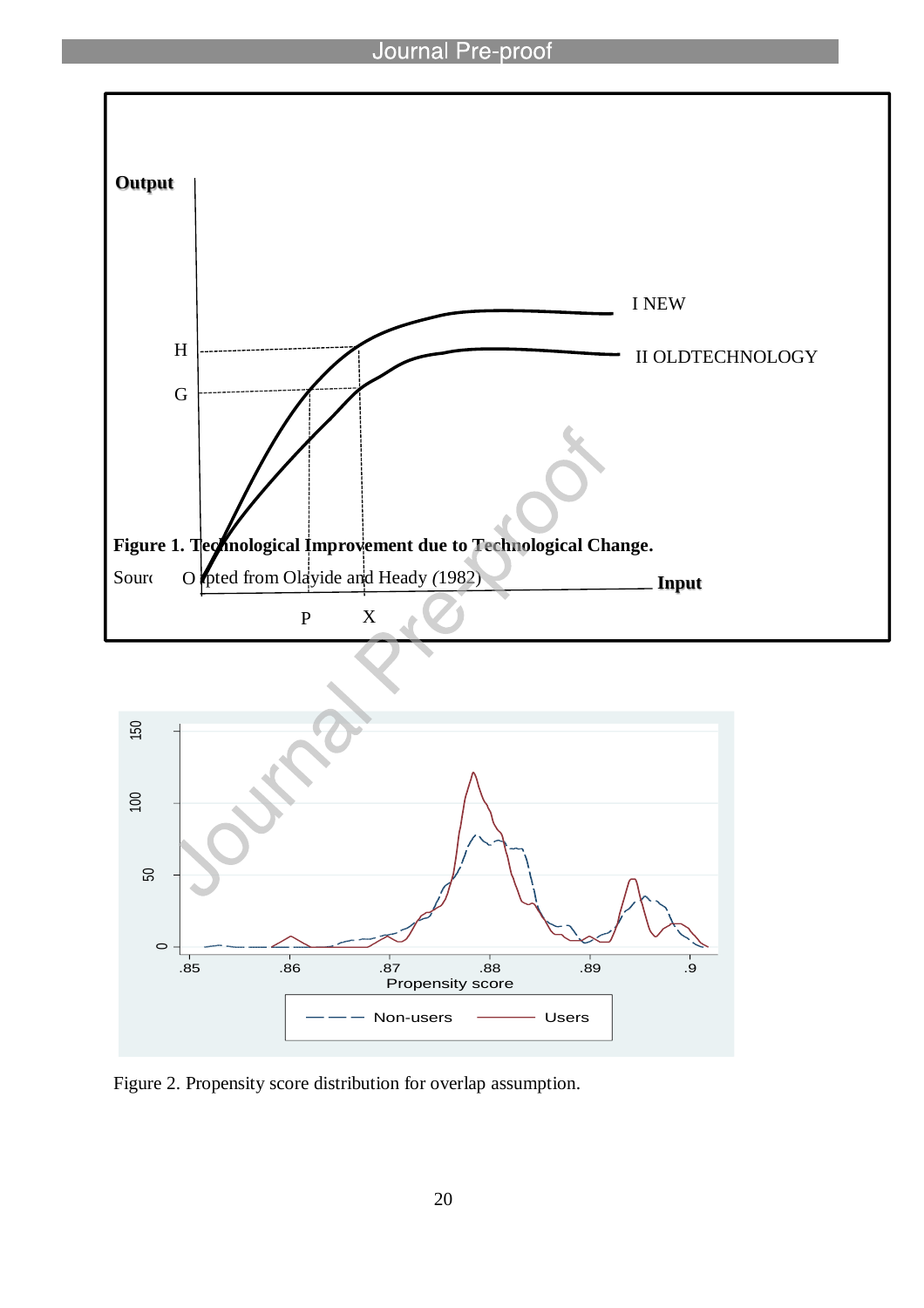Output

I NEW

II OLDTECHNOLOGY

H

G

O

P

X

Input

**Figure 1. Technological Improvement due to Technological Change.**

Source: Adapted from Olayide and Heady (1982)

150

100

50

0

.85

.86

.87

.88

.89

.9

Propensity score

Non-users

Users

Figure 2. Propensity score distribution for overlap assumption.